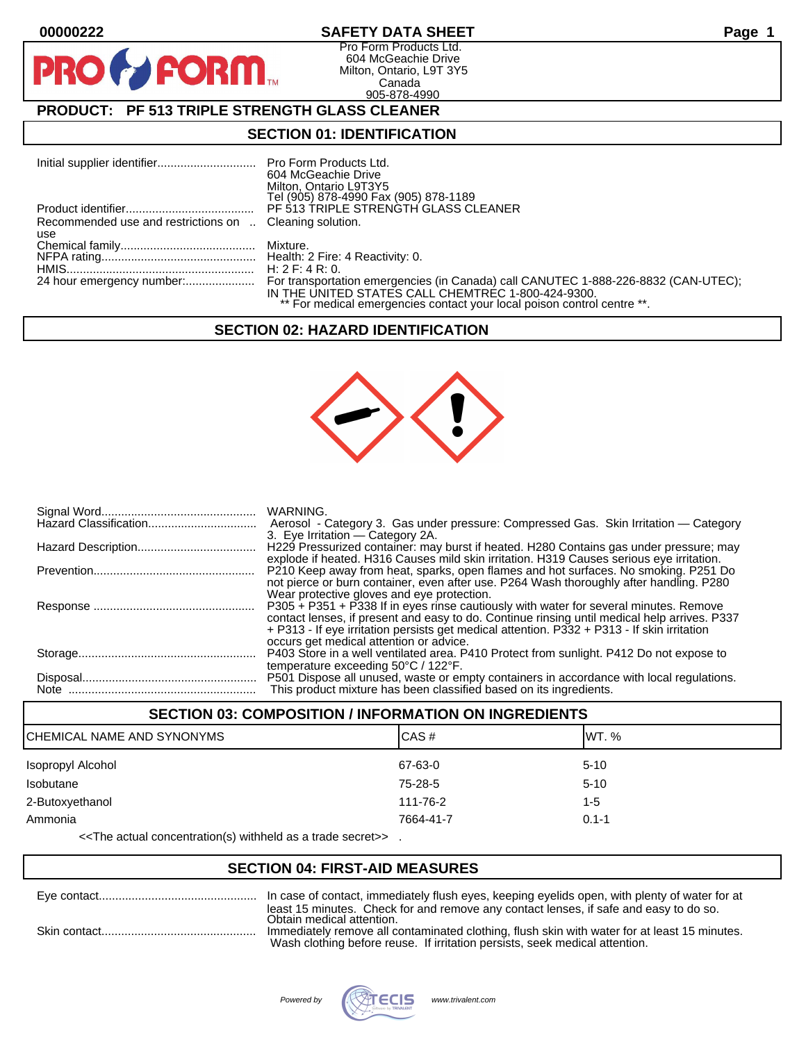00000222

# SAFETY DATA SHEET

Pro Form Products Ltd.
604 McGeachie Drive
Milton, Ontario, L9T 3Y5
Canada
905-878-4990

## PRODUCT: PF 513 TRIPLE STRENGTH GLASS CLEANER

## SECTION 01: IDENTIFICATION

| | |
|---|---|
| Initial supplier identifier | Pro Form Products Ltd.<br>604 McGeachie Drive<br>Milton, Ontario L9T3Y5<br>Tel (905) 878-4990 Fax (905) 878-1189 |
| Product identifier | PF 513 TRIPLE STRENGTH GLASS CLEANER |
| Recommended use and restrictions on use | Cleaning solution. |
| Chemical family | Mixture. |
| NFPA rating | Health: 2 Fire: 4 Reactivity: 0. |
| HMIS | H: 2 F: 4 R: 0. |
| 24 hour emergency number: | For transportation emergencies (in Canada) call CANUTEC 1-888-226-8832 (CAN-UTEC); IN THE UNITED STATES CALL CHEMTREC 1-800-424-9300.<br>** For medical emergencies contact your local poison control centre **. |

## SECTION 02: HAZARD IDENTIFICATION

| | |
|---|---|
| Signal Word | WARNING. |
| Hazard Classification | Aerosol - Category 3. Gas under pressure: Compressed Gas. Skin Irritation — Category 3. Eye Irritation — Category 2A. |
| Hazard Description | H229 Pressurized container: may burst if heated. H280 Contains gas under pressure; may explode if heated. H316 Causes mild skin irritation. H319 Causes serious eye irritation. |
| Prevention | P210 Keep away from heat, sparks, open flames and hot surfaces. No smoking. P251 Do not pierce or burn container, even after use. P264 Wash thoroughly after handling. P280 Wear protective gloves and eye protection. |
| Response | P305 + P351 + P338 If in eyes rinse cautiously with water for several minutes. Remove contact lenses, if present and easy to do. Continue rinsing until medical help arrives. P337 + P313 - If eye irritation persists get medical attention. P332 + P313 - If skin irritation occurs get medical attention or advice. |
| Storage | P403 Store in a well ventilated area. P410 Protect from sunlight. P412 Do not expose to temperature exceeding 50°C / 122°F. |
| Disposal | P501 Dispose all unused, waste or empty containers in accordance with local regulations. |
| Note | This product mixture has been classified based on its ingredients. |

## SECTION 03: COMPOSITION / INFORMATION ON INGREDIENTS

| CHEMICAL NAME AND SYNONYMS | CAS # | WT. % |
|---|---|---|
| Isopropyl Alcohol | 67-63-0 | 5-10 |
| Isobutane | 75-28-5 | 5-10 |
| 2-Butoxyethanol | 111-76-2 | 1-5 |
| Ammonia | 7664-41-7 | 0.1-1 |

<<The actual concentration(s) withheld as a trade secret>> .

## SECTION 04: FIRST-AID MEASURES

| | |
|---|---|
| Eye contact | In case of contact, immediately flush eyes, keeping eyelids open, with plenty of water for at least 15 minutes. Check for and remove any contact lenses, if safe and easy to do so. Obtain medical attention. |
| Skin contact | Immediately remove all contaminated clothing, flush skin with water for at least 15 minutes. Wash clothing before reuse. If irritation persists, seek medical attention. |

Powered by TECIS www.trivalent.com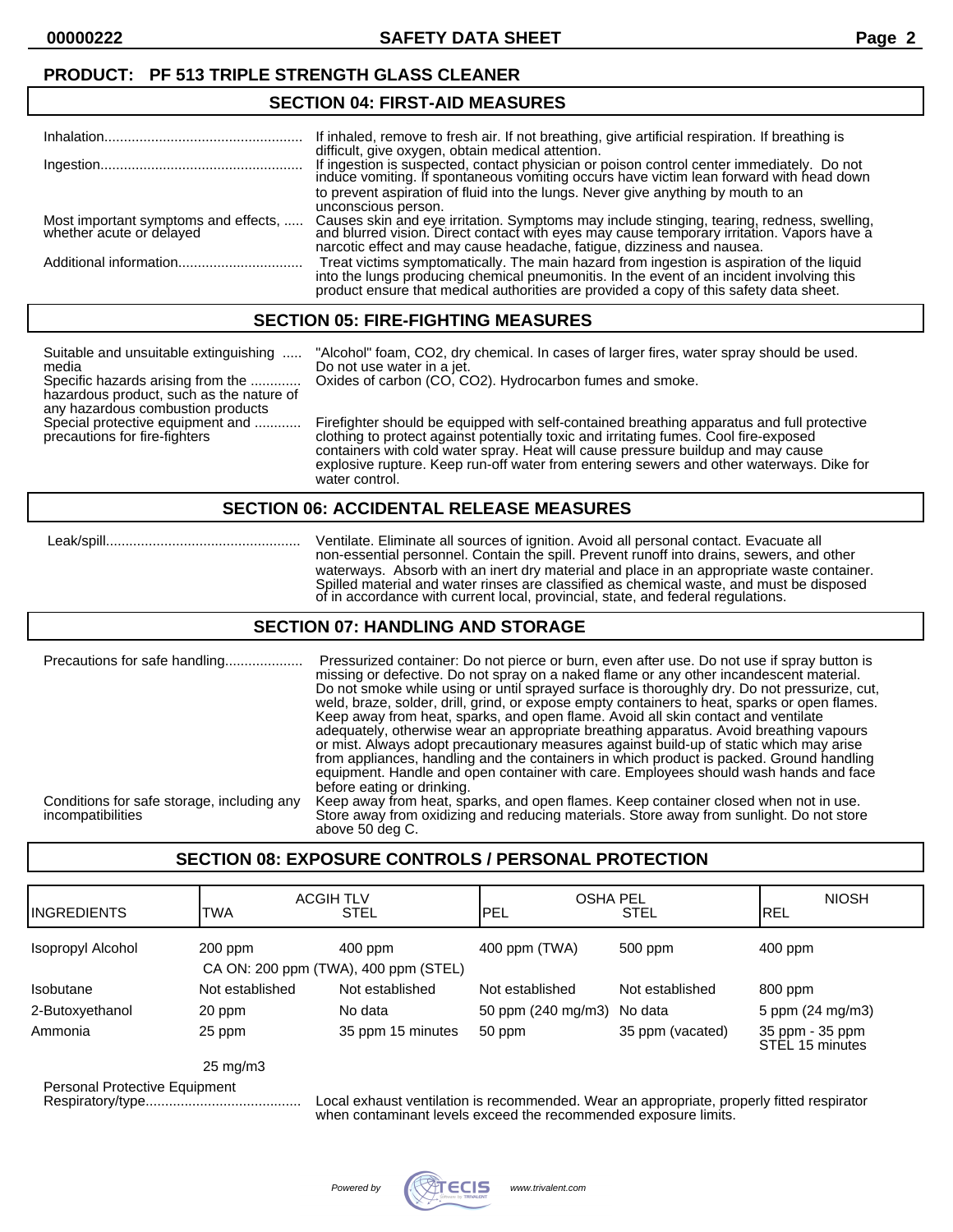**PRODUCT: PF 513 TRIPLE STRENGTH GLASS CLEANER**

## SECTION 04: FIRST-AID MEASURES

**Inhalation:** If inhaled, remove to fresh air. If not breathing, give artificial respiration. If breathing is difficult, give oxygen, obtain medical attention.

**Ingestion:** If ingestion is suspected, contact physician or poison control center immediately. Do not induce vomiting. If spontaneous vomiting occurs have victim lean forward with head down to prevent aspiration of fluid into the lungs. Never give anything by mouth to an unconscious person.

**Most important symptoms and effects, whether acute or delayed:** Causes skin and eye irritation. Symptoms may include stinging, tearing, redness, swelling, and blurred vision. Direct contact with eyes may cause temporary irritation. Vapors have a narcotic effect and may cause headache, fatigue, dizziness and nausea.

**Additional information:** Treat victims symptomatically. The main hazard from ingestion is aspiration of the liquid into the lungs producing chemical pneumonitis. In the event of an incident involving this product ensure that medical authorities are provided a copy of this safety data sheet.

## SECTION 05: FIRE-FIGHTING MEASURES

**Suitable and unsuitable extinguishing media:** "Alcohol" foam, $CO_2$, dry chemical. In cases of larger fires, water spray should be used. Do not use water in a jet.

**Specific hazards arising from the hazardous product, such as the nature of any hazardous combustion products:** Oxides of carbon (CO, $CO_2$). Hydrocarbon fumes and smoke.

**Special protective equipment and precautions for fire-fighters:** Firefighter should be equipped with self-contained breathing apparatus and full protective clothing to protect against potentially toxic and irritating fumes. Cool fire-exposed containers with cold water spray. Heat will cause pressure buildup and may cause explosive rupture. Keep run-off water from entering sewers and other waterways. Dike for water control.

## SECTION 06: ACCIDENTAL RELEASE MEASURES

**Leak/spill:** Ventilate. Eliminate all sources of ignition. Avoid all personal contact. Evacuate all non-essential personnel. Contain the spill. Prevent runoff into drains, sewers, and other waterways. Absorb with an inert dry material and place in an appropriate waste container. Spilled material and water rinses are classified as chemical waste, and must be disposed of in accordance with current local, provincial, state, and federal regulations.

## SECTION 07: HANDLING AND STORAGE

**Precautions for safe handling:** Pressurized container: Do not pierce or burn, even after use. Do not use if spray button is missing or defective. Do not spray on a naked flame or any other incandescent material. Do not smoke while using or until sprayed surface is thoroughly dry. Do not pressurize, cut, weld, braze, solder, drill, grind, or expose empty containers to heat, sparks or open flames. Keep away from heat, sparks, and open flame. Avoid all skin contact and ventilate adequately, otherwise wear an appropriate breathing apparatus. Avoid breathing vapours or mist. Always adopt precautionary measures against build-up of static which may arise from appliances, handling and the containers in which product is packed. Ground handling equipment. Handle and open container with care. Employees should wash hands and face before eating or drinking.

**Conditions for safe storage, including any incompatibilities:** Keep away from heat, sparks, and open flames. Keep container closed when not in use. Store away from oxidizing and reducing materials. Store away from sunlight. Do not store above 50 deg C.

## SECTION 08: EXPOSURE CONTROLS / PERSONAL PROTECTION

| INGREDIENTS | ACGIH TLV TWA | ACGIH TLV STEL | OSHA PEL PEL | OSHA PEL STEL | NIOSH REL |
|---|---|---|---|---|---|
| Isopropyl Alcohol | 200 ppm | 400 ppm | 400 ppm (TWA) | 500 ppm | 400 ppm |
| | CA ON: 200 ppm (TWA), 400 ppm (STEL) | | | | |
| Isobutane | Not established | Not established | Not established | Not established | 800 ppm |
| 2-Butoxyethanol | 20 ppm | No data | 50 ppm (240 mg/m3) | No data | 5 ppm (24 mg/m3) |
| Ammonia | 25 ppm | 35 ppm 15 minutes | 50 ppm | 35 ppm (vacated) | 35 ppm - 35 ppm STEL 15 minutes |
| | 25 mg/m3 | | | | |

**Personal Protective Equipment**

**Respiratory/type:** Local exhaust ventilation is recommended. Wear an appropriate, properly fitted respirator when contaminant levels exceed the recommended exposure limits.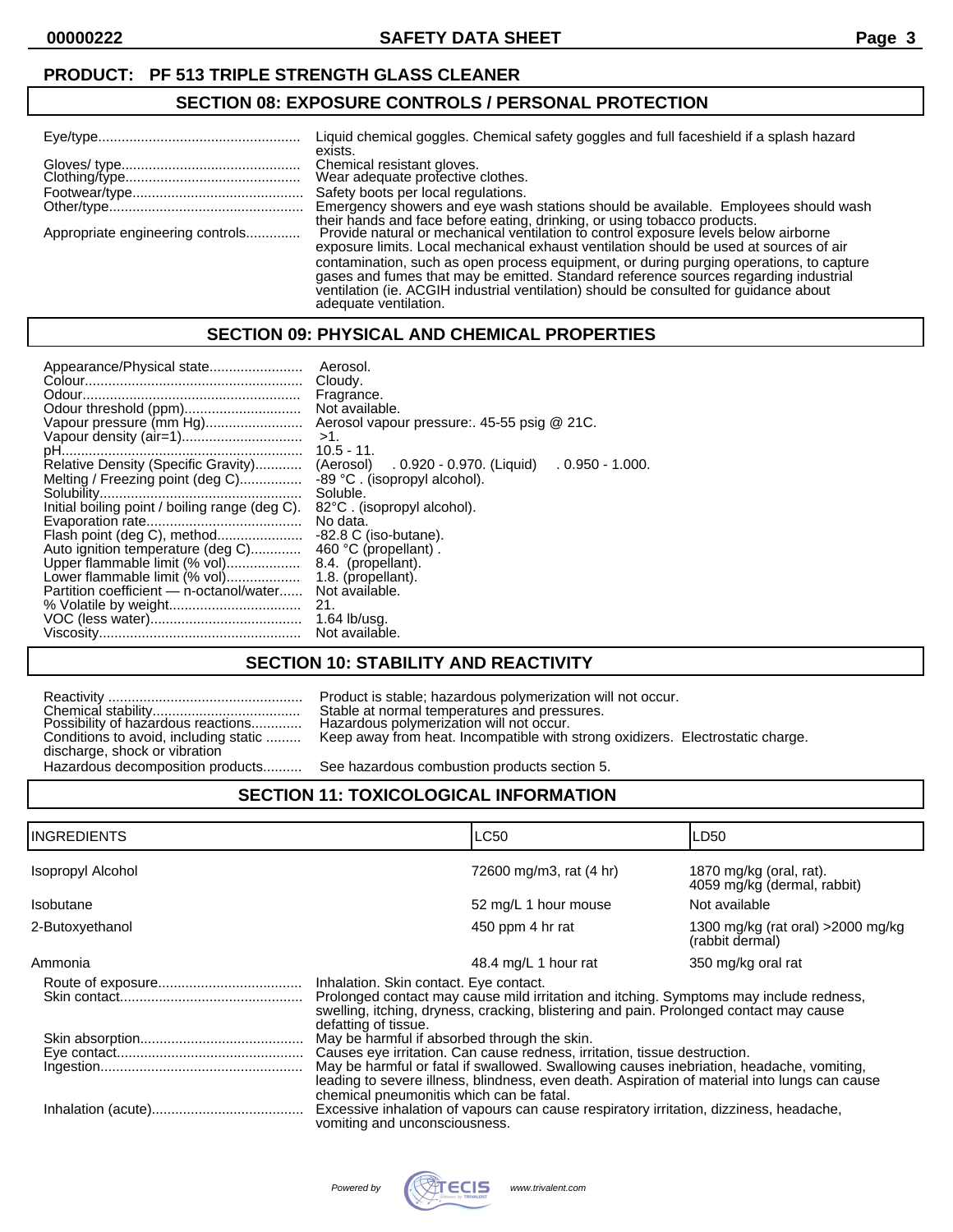**PRODUCT: PF 513 TRIPLE STRENGTH GLASS CLEANER**

## SECTION 08: EXPOSURE CONTROLS / PERSONAL PROTECTION

| | |
|---|---|
| Eye/type | Liquid chemical goggles. Chemical safety goggles and full faceshield if a splash hazard exists. |
| Gloves/ type | Chemical resistant gloves. |
| Clothing/type | Wear adequate protective clothes. |
| Footwear/type | Safety boots per local regulations. |
| Other/type | Emergency showers and eye wash stations should be available. Employees should wash their hands and face before eating, drinking, or using tobacco products. |
| Appropriate engineering controls | Provide natural or mechanical ventilation to control exposure levels below airborne exposure limits. Local mechanical exhaust ventilation should be used at sources of air contamination, such as open process equipment, or during purging operations, to capture gases and fumes that may be emitted. Standard reference sources regarding industrial ventilation (ie. ACGIH industrial ventilation) should be consulted for guidance about adequate ventilation. |

## SECTION 09: PHYSICAL AND CHEMICAL PROPERTIES

| | |
|---|---|
| Appearance/Physical state | Aerosol. |
| Colour | Cloudy. |
| Odour | Fragrance. |
| Odour threshold (ppm) | Not available. |
| Vapour pressure (mm Hg) | Aerosol vapour pressure:. 45-55 psig @ 21C. |
| Vapour density (air=1) | >1. |
| pH | 10.5 - 11. |
| Relative Density (Specific Gravity) | (Aerosol) . 0.920 - 0.970. (Liquid) . 0.950 - 1.000. |
| Melting / Freezing point (deg C) | -89 °C . (isopropyl alcohol). |
| Solubility | Soluble. |
| Initial boiling point / boiling range (deg C). | 82°C . (isopropyl alcohol). |
| Evaporation rate | No data. |
| Flash point (deg C), method | -82.8 C (iso-butane). |
| Auto ignition temperature (deg C) | 460 °C (propellant) . |
| Upper flammable limit (% vol) | 8.4. (propellant). |
| Lower flammable limit (% vol) | 1.8. (propellant). |
| Partition coefficient — n-octanol/water | Not available. |
| % Volatile by weight | 21. |
| VOC (less water) | 1.64 lb/usg. |
| Viscosity | Not available. |

## SECTION 10: STABILITY AND REACTIVITY

| | |
|---|---|
| Reactivity | Product is stable; hazardous polymerization will not occur. |
| Chemical stability | Stable at normal temperatures and pressures. |
| Possibility of hazardous reactions | Hazardous polymerization will not occur. |
| Conditions to avoid, including static discharge, shock or vibration | Keep away from heat. Incompatible with strong oxidizers. Electrostatic charge. |
| Hazardous decomposition products | See hazardous combustion products section 5. |

## SECTION 11: TOXICOLOGICAL INFORMATION

| INGREDIENTS | LC50 | LD50 |
|---|---|---|
| Isopropyl Alcohol | 72600 mg/m3, rat (4 hr) | 1870 mg/kg (oral, rat). 4059 mg/kg (dermal, rabbit) |
| Isobutane | 52 mg/L 1 hour mouse | Not available |
| 2-Butoxyethanol | 450 ppm 4 hr rat | 1300 mg/kg (rat oral) >2000 mg/kg (rabbit dermal) |
| Ammonia | 48.4 mg/L 1 hour rat | 350 mg/kg oral rat |

| | |
|---|---|
| Route of exposure | Inhalation. Skin contact. Eye contact. |
| Skin contact | Prolonged contact may cause mild irritation and itching. Symptoms may include redness, swelling, itching, dryness, cracking, blistering and pain. Prolonged contact may cause defatting of tissue. |
| Skin absorption | May be harmful if absorbed through the skin. |
| Eye contact | Causes eye irritation. Can cause redness, irritation, tissue destruction. |
| Ingestion | May be harmful or fatal if swallowed. Swallowing causes inebriation, headache, vomiting, leading to severe illness, blindness, even death. Aspiration of material into lungs can cause chemical pneumonitis which can be fatal. |
| Inhalation (acute) | Excessive inhalation of vapours can cause respiratory irritation, dizziness, headache, vomiting and unconsciousness. |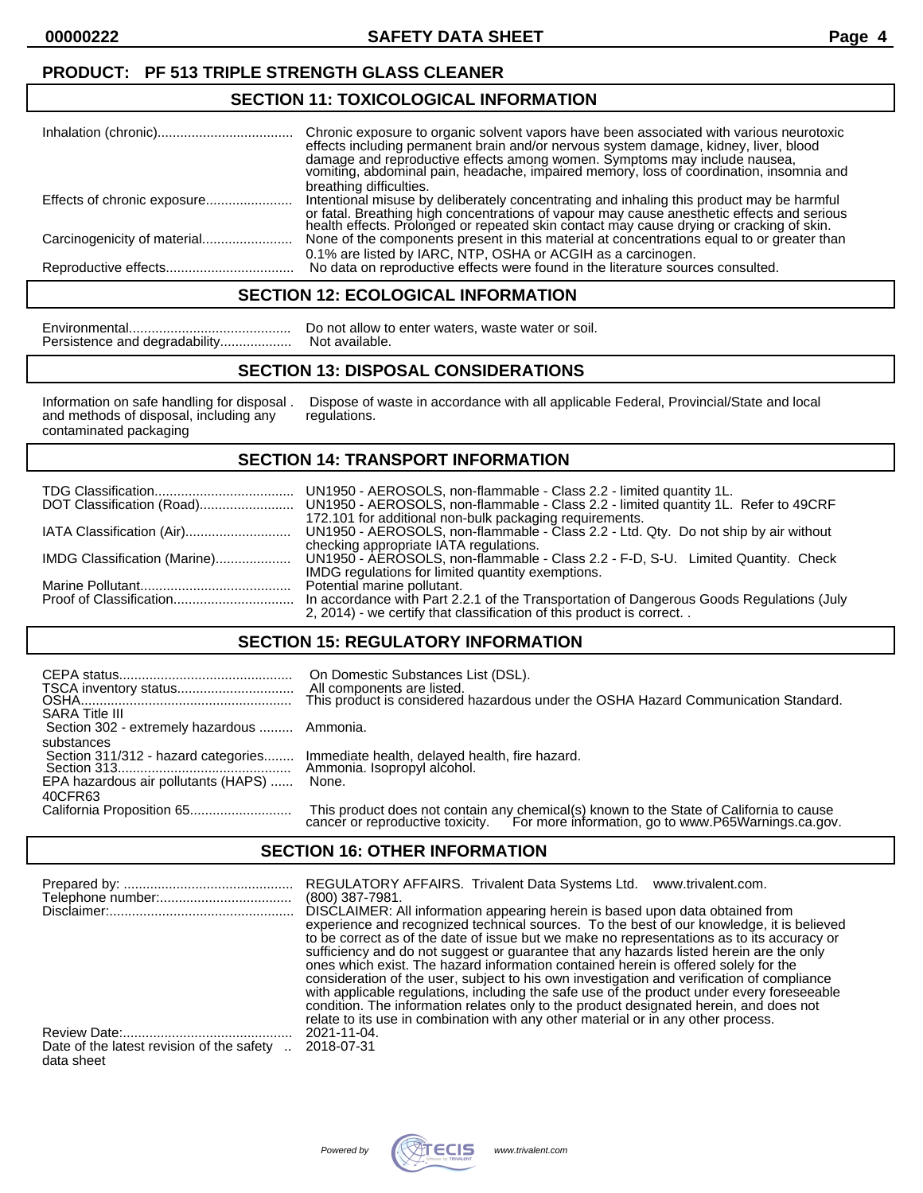**PRODUCT: PF 513 TRIPLE STRENGTH GLASS CLEANER**

## SECTION 11: TOXICOLOGICAL INFORMATION

| | |
|---|---|
| Inhalation (chronic) | Chronic exposure to organic solvent vapors have been associated with various neurotoxic effects including permanent brain and/or nervous system damage, kidney, liver, blood damage and reproductive effects among women. Symptoms may include nausea, vomiting, abdominal pain, headache, impaired memory, loss of coordination, insomnia and breathing difficulties. |
| Effects of chronic exposure | Intentional misuse by deliberately concentrating and inhaling this product may be harmful or fatal. Breathing high concentrations of vapour may cause anesthetic effects and serious health effects. Prolonged or repeated skin contact may cause drying or cracking of skin. |
| Carcinogenicity of material | None of the components present in this material at concentrations equal to or greater than 0.1% are listed by IARC, NTP, OSHA or ACGIH as a carcinogen. |
| Reproductive effects | No data on reproductive effects were found in the literature sources consulted. |

## SECTION 12: ECOLOGICAL INFORMATION

| | |
|---|---|
| Environmental | Do not allow to enter waters, waste water or soil. |
| Persistence and degradability | Not available. |

## SECTION 13: DISPOSAL CONSIDERATIONS

| | |
|---|---|
| Information on safe handling for disposal and methods of disposal, including any contaminated packaging | Dispose of waste in accordance with all applicable Federal, Provincial/State and local regulations. |

## SECTION 14: TRANSPORT INFORMATION

| | |
|---|---|
| TDG Classification | UN1950 - AEROSOLS, non-flammable - Class 2.2 - limited quantity 1L. |
| DOT Classification (Road) | UN1950 - AEROSOLS, non-flammable - Class 2.2 - limited quantity 1L. Refer to 49CRF 172.101 for additional non-bulk packaging requirements. |
| IATA Classification (Air) | UN1950 - AEROSOLS, non-flammable - Class 2.2 - Ltd. Qty. Do not ship by air without checking appropriate IATA regulations. |
| IMDG Classification (Marine) | UN1950 - AEROSOLS, non-flammable - Class 2.2 - F-D, S-U. Limited Quantity. Check IMDG regulations for limited quantity exemptions. |
| Marine Pollutant | Potential marine pollutant. |
| Proof of Classification | In accordance with Part 2.2.1 of the Transportation of Dangerous Goods Regulations (July 2, 2014) - we certify that classification of this product is correct. . |

## SECTION 15: REGULATORY INFORMATION

| | |
|---|---|
| CEPA status | On Domestic Substances List (DSL). |
| TSCA inventory status | All components are listed. |
| OSHA | This product is considered hazardous under the OSHA Hazard Communication Standard. |
| SARA Title III | |
| Section 302 - extremely hazardous substances | Ammonia. |
| Section 311/312 - hazard categories | Immediate health, delayed health, fire hazard. |
| Section 313 | Ammonia. Isopropyl alcohol. |
| EPA hazardous air pollutants (HAPS) 40CFR63 | None. |
| California Proposition 65 | This product does not contain any chemical(s) known to the State of California to cause cancer or reproductive toxicity. For more information, go to www.P65Warnings.ca.gov. |

## SECTION 16: OTHER INFORMATION

| | |
|---|---|
| Prepared by: | REGULATORY AFFAIRS. Trivalent Data Systems Ltd. www.trivalent.com. |
| Telephone number: | (800) 387-7981. |
| Disclaimer: | DISCLAIMER: All information appearing herein is based upon data obtained from experience and recognized technical sources. To the best of our knowledge, it is believed to be correct as of the date of issue but we make no representations as to its accuracy or sufficiency and do not suggest or guarantee that any hazards listed herein are the only ones which exist. The hazard information contained herein is offered solely for the consideration of the user, subject to his own investigation and verification of compliance with applicable regulations, including the safe use of the product under every foreseeable condition. The information relates only to the product designated herein, and does not relate to its use in combination with any other material or in any other process. |
| Review Date: | 2021-11-04. |
| Date of the latest revision of the safety data sheet | 2018-07-31 |

*Powered by* TECIS *www.trivalent.com*